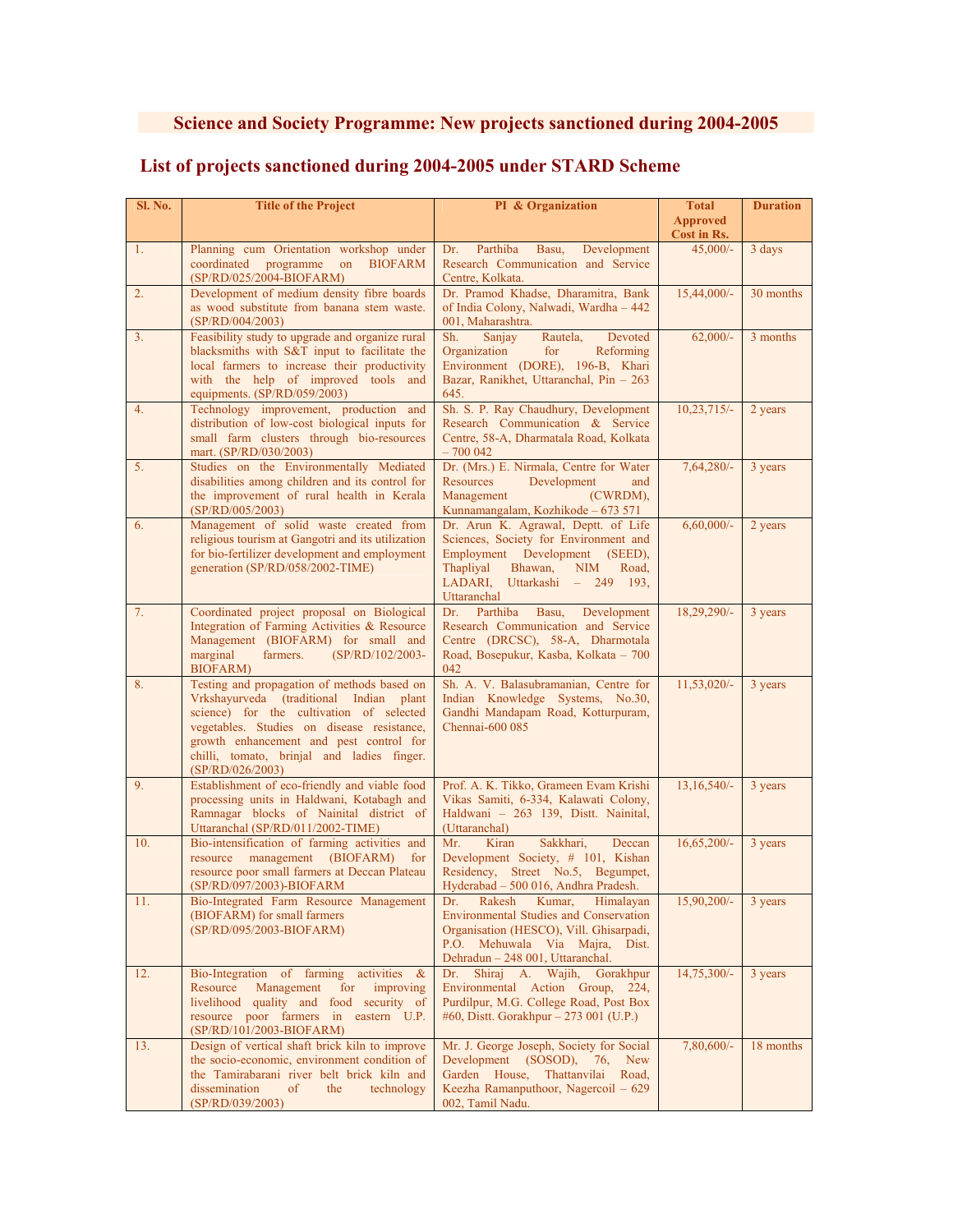# Science and Society Programme: New projects sanctioned during 2004-2005

## List of projects sanctioned during 2004-2005 under STARD Scheme

| Sl. No. | Title of the Project | PI & Organization | Total Approved Cost in Rs. | Duration |
|---|---|---|---|---|
| 1. | Planning cum Orientation workshop under coordinated programme on BIOFARM (SP/RD/025/2004-BIOFARM) | Dr. Parthiba Basu, Development Research Communication and Service Centre, Kolkata. | 45,000/- | 3 days |
| 2. | Development of medium density fibre boards as wood substitute from banana stem waste. (SP/RD/004/2003) | Dr. Pramod Khadse, Dharamitra, Bank of India Colony, Nalwadi, Wardha – 442 001, Maharashtra. | 15,44,000/- | 30 months |
| 3. | Feasibility study to upgrade and organize rural blacksmiths with S&T input to facilitate the local farmers to increase their productivity with the help of improved tools and equipments. (SP/RD/059/2003) | Sh. Sanjay Rautela, Devoted Organization for Reforming Environment (DORE), 196-B, Khari Bazar, Ranikhet, Uttaranchal, Pin – 263 645. | 62,000/- | 3 months |
| 4. | Technology improvement, production and distribution of low-cost biological inputs for small farm clusters through bio-resources mart. (SP/RD/030/2003) | Sh. S. P. Ray Chaudhury, Development Research Communication & Service Centre, 58-A, Dharmatala Road, Kolkata – 700 042 | 10,23,715/- | 2 years |
| 5. | Studies on the Environmentally Mediated disabilities among children and its control for the improvement of rural health in Kerala (SP/RD/005/2003) | Dr. (Mrs.) E. Nirmala, Centre for Water Resources Development and Management (CWRDM), Kunnamangalam, Kozhikode – 673 571 | 7,64,280/- | 3 years |
| 6. | Management of solid waste created from religious tourism at Gangotri and its utilization for bio-fertilizer development and employment generation (SP/RD/058/2002-TIME) | Dr. Arun K. Agrawal, Deptt. of Life Sciences, Society for Environment and Employment Development (SEED), Thapliyal Bhawan, NIM Road, LADARI, Uttarkashi – 249 193, Uttaranchal | 6,60,000/- | 2 years |
| 7. | Coordinated project proposal on Biological Integration of Farming Activities & Resource Management (BIOFARM) for small and marginal farmers. (SP/RD/102/2003-BIOFARM) | Dr. Parthiba Basu, Development Research Communication and Service Centre (DRCSC), 58-A, Dharmotala Road, Bosepukur, Kasba, Kolkata – 700 042 | 18,29,290/- | 3 years |
| 8. | Testing and propagation of methods based on Vrkshayurveda (traditional Indian plant science) for the cultivation of selected vegetables. Studies on disease resistance, growth enhancement and pest control for chilli, tomato, brinjal and ladies finger. (SP/RD/026/2003) | Sh. A. V. Balasubramanian, Centre for Indian Knowledge Systems, No.30, Gandhi Mandapam Road, Kotturpuram, Chennai-600 085 | 11,53,020/- | 3 years |
| 9. | Establishment of eco-friendly and viable food processing units in Haldwani, Kotabagh and Ramnagar blocks of Nainital district of Uttaranchal (SP/RD/011/2002-TIME) | Prof. A. K. Tikko, Grameen Evam Krishi Vikas Samiti, 6-334, Kalawati Colony, Haldwani – 263 139, Distt. Nainital, (Uttaranchal) | 13,16,540/- | 3 years |
| 10. | Bio-intensification of farming activities and resource management (BIOFARM) for resource poor small farmers at Deccan Plateau (SP/RD/097/2003)-BIOFARM | Mr. Kiran Sakkhari, Deccan Development Society, # 101, Kishan Residency, Street No.5, Begumpet, Hyderabad – 500 016, Andhra Pradesh. | 16,65,200/- | 3 years |
| 11. | Bio-Integrated Farm Resource Management (BIOFARM) for small farmers (SP/RD/095/2003-BIOFARM) | Dr. Rakesh Kumar, Himalayan Environmental Studies and Conservation Organisation (HESCO), Vill. Ghisarpadi, P.O. Mehuwala Via Majra, Dist. Dehradun – 248 001, Uttaranchal. | 15,90,200/- | 3 years |
| 12. | Bio-Integration of farming activities & Resource Management for improving livelihood quality and food security of resource poor farmers in eastern U.P. (SP/RD/101/2003-BIOFARM) | Dr. Shiraj A. Wajih, Gorakhpur Environmental Action Group, 224, Purdilpur, M.G. College Road, Post Box #60, Distt. Gorakhpur – 273 001 (U.P.) | 14,75,300/- | 3 years |
| 13. | Design of vertical shaft brick kiln to improve the socio-economic, environment condition of the Tamirabarani river belt brick kiln and dissemination of the technology (SP/RD/039/2003) | Mr. J. George Joseph, Society for Social Development (SOSOD), 76, New Garden House, Thattanvilai Road, Keezha Ramanputhoor, Nagercoil – 629 002, Tamil Nadu. | 7,80,600/- | 18 months |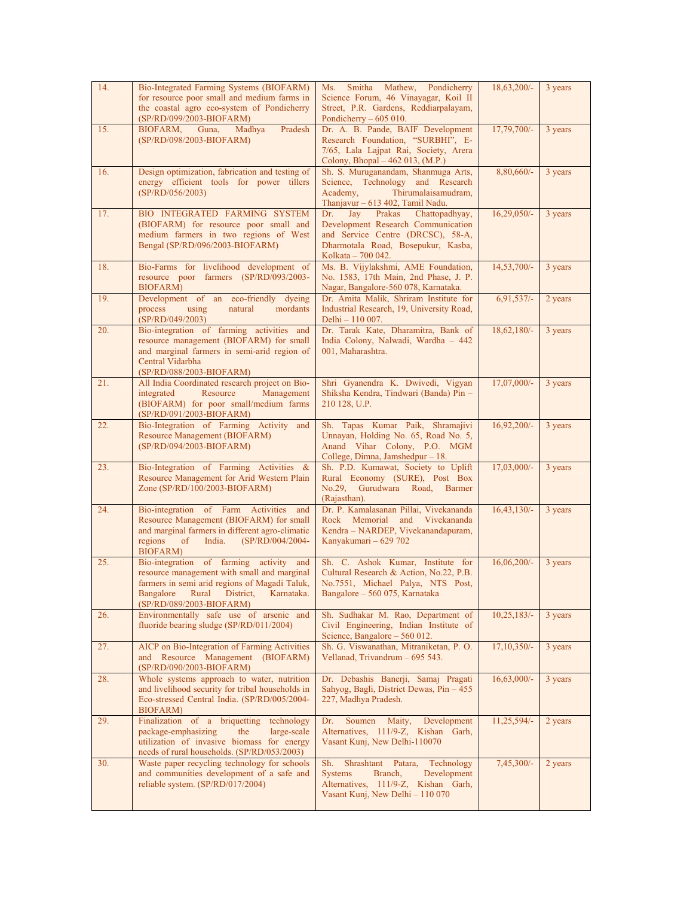| 14. | Bio-Integrated Farming Systems (BIOFARM) for resource poor small and medium farms in the coastal agro eco-system of Pondicherry (SP/RD/099/2003-BIOFARM) | Ms. Smitha Mathew, Pondicherry Science Forum, 46 Vinayagar, Koil II Street, P.R. Gardens, Reddiarpalayam, Pondicherry – 605 010. | 18,63,200/- | 3 years |
|---|---|---|---|---|
| 15. | BIOFARM, Guna, Madhya Pradesh (SP/RD/098/2003-BIOFARM) | Dr. A. B. Pande, BAIF Development Research Foundation, "SURBHI", E-7/65, Lala Lajpat Rai, Society, Arera Colony, Bhopal – 462 013, (M.P.) | 17,79,700/- | 3 years |
| 16. | Design optimization, fabrication and testing of energy efficient tools for power tillers (SP/RD/056/2003) | Sh. S. Muruganandam, Shanmuga Arts, Science, Technology and Research Academy, Thirumalaisamudram, Thanjavur – 613 402, Tamil Nadu. | 8,80,660/- | 3 years |
| 17. | BIO INTEGRATED FARMING SYSTEM (BIOFARM) for resource poor small and medium farmers in two regions of West Bengal (SP/RD/096/2003-BIOFARM) | Dr. Jay Prakas Chattopadhyay, Development Research Communication and Service Centre (DRCSC), 58-A, Dharmotala Road, Bosepukur, Kasba, Kolkata – 700 042. | 16,29,050/- | 3 years |
| 18. | Bio-Farms for livelihood development of resource poor farmers (SP/RD/093/2003-BIOFARM) | Ms. B. Vijylakshmi, AME Foundation, No. 1583, 17th Main, 2nd Phase, J. P. Nagar, Bangalore-560 078, Karnataka. | 14,53,700/- | 3 years |
| 19. | Development of an eco-friendly dyeing process using natural mordants (SP/RD/049/2003) | Dr. Amita Malik, Shriram Institute for Industrial Research, 19, University Road, Delhi – 110 007. | 6,91,537/- | 2 years |
| 20. | Bio-integration of farming activities and resource management (BIOFARM) for small and marginal farmers in semi-arid region of Central Vidarbha (SP/RD/088/2003-BIOFARM) | Dr. Tarak Kate, Dharamitra, Bank of India Colony, Nalwadi, Wardha – 442 001, Maharashtra. | 18,62,180/- | 3 years |
| 21. | All India Coordinated research project on Bio-integrated Resource Management (BIOFARM) for poor small/medium farms (SP/RD/091/2003-BIOFARM) | Shri Gyanendra K. Dwivedi, Vigyan Shiksha Kendra, Tindwari (Banda) Pin – 210 128, U.P. | 17,07,000/- | 3 years |
| 22. | Bio-Integration of Farming Activity and Resource Management (BIOFARM) (SP/RD/094/2003-BIOFARM) | Sh. Tapas Kumar Paik, Shramajivi Unnayan, Holding No. 65, Road No. 5, Anand Vihar Colony, P.O. MGM College, Dimna, Jamshedpur – 18. | 16,92,200/- | 3 years |
| 23. | Bio-Integration of Farming Activities & Resource Management for Arid Western Plain Zone (SP/RD/100/2003-BIOFARM) | Sh. P.D. Kumawat, Society to Uplift Rural Economy (SURE), Post Box No.29, Gurudwara Road, Barmer (Rajasthan). | 17,03,000/- | 3 years |
| 24. | Bio-integration of Farm Activities and Resource Management (BIOFARM) for small and marginal farmers in different agro-climatic regions of India. (SP/RD/004/2004-BIOFARM) | Dr. P. Kamalasanan Pillai, Vivekananda Rock Memorial and Vivekananda Kendra – NARDEP, Vivekanandapuram, Kanyakumari – 629 702 | 16,43,130/- | 3 years |
| 25. | Bio-integration of farming activity and resource management with small and marginal farmers in semi arid regions of Magadi Taluk, Bangalore Rural District, Karnataka. (SP/RD/089/2003-BIOFARM) | Sh. C. Ashok Kumar, Institute for Cultural Research & Action, No.22, P.B. No.7551, Michael Palya, NTS Post, Bangalore – 560 075, Karnataka | 16,06,200/- | 3 years |
| 26. | Environmentally safe use of arsenic and fluoride bearing sludge (SP/RD/011/2004) | Sh. Sudhakar M. Rao, Department of Civil Engineering, Indian Institute of Science, Bangalore – 560 012. | 10,25,183/- | 3 years |
| 27. | AICP on Bio-Integration of Farming Activities and Resource Management (BIOFARM) (SP/RD/090/2003-BIOFARM) | Sh. G. Viswanathan, Mitraniketan, P. O. Vellanad, Trivandrum – 695 543. | 17,10,350/- | 3 years |
| 28. | Whole systems approach to water, nutrition and livelihood security for tribal households in Eco-stressed Central India. (SP/RD/005/2004-BIOFARM) | Dr. Debashis Banerji, Samaj Pragati Sahyog, Bagli, District Dewas, Pin – 455 227, Madhya Pradesh. | 16,63,000/- | 3 years |
| 29. | Finalization of a briquetting technology package-emphasizing the large-scale utilization of invasive biomass for energy needs of rural households. (SP/RD/053/2003) | Dr. Soumen Maity, Development Alternatives, 111/9-Z, Kishan Garh, Vasant Kunj, New Delhi-110070 | 11,25,594/- | 2 years |
| 30. | Waste paper recycling technology for schools and communities development of a safe and reliable system. (SP/RD/017/2004) | Sh. Shrashtant Patara, Technology Systems Branch, Development Alternatives, 111/9-Z, Kishan Garh, Vasant Kunj, New Delhi – 110 070 | 7,45,300/- | 2 years |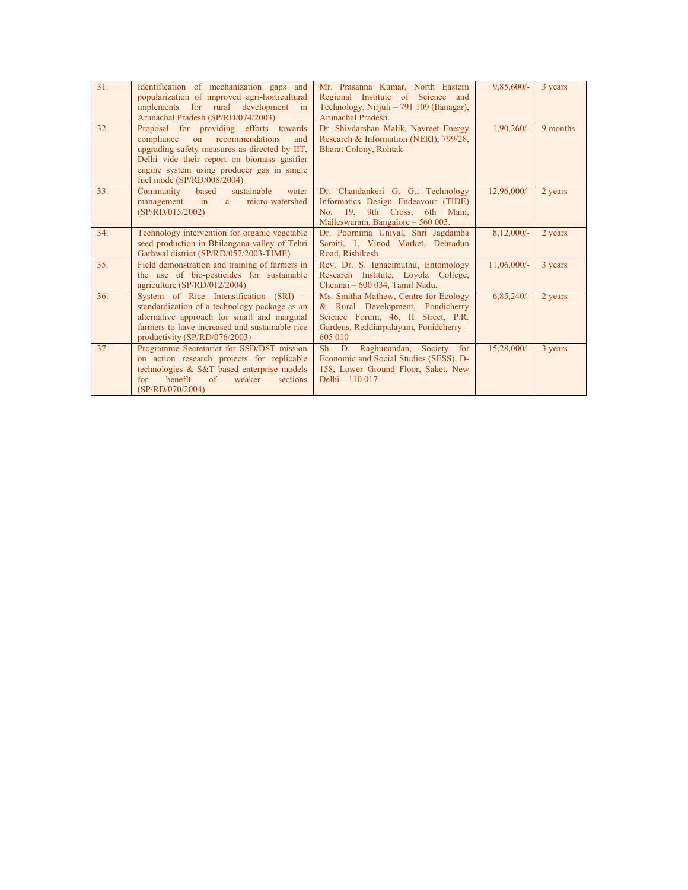| | | | | |
|---|---|---|---|---|
| 31. | Identification of mechanization gaps and popularization of improved agri-horticultural implements for rural development in Arunachal Pradesh (SP/RD/074/2003) | Mr. Prasanna Kumar, North Eastern Regional Institute of Science and Technology, Nirjuli – 791 109 (Itanagar), Arunachal Pradesh. | 9,85,600/- | 3 years |
| 32. | Proposal for providing efforts towards compliance on recommendations and upgrading safety measures as directed by IIT, Delhi vide their report on biomass gasifier engine system using producer gas in single fuel mode (SP/RD/008/2004) | Dr. Shivdarshan Malik, Navreet Energy Research & Information (NERI), 799/28, Bharat Colony, Rohtak | 1,90,260/- | 9 months |
| 33. | Community based sustainable water management in a micro-watershed (SP/RD/015/2002) | Dr. Chandankeri G. G., Technology Informatics Design Endeavour (TIDE) No. 19, 9th Cross, 6th Main, Malleswaram, Bangalore – 560 003. | 12,96,000/- | 2 years |
| 34. | Technology intervention for organic vegetable seed production in Bhilangana valley of Tehri Garhwal district (SP/RD/057/2003-TIME) | Dr. Poornima Uniyal, Shri Jagdamba Samiti, 1, Vinod Market, Dehradun Road, Rishikesh | 8,12,000/- | 2 years |
| 35. | Field demonstration and training of farmers in the use of bio-pesticides for sustainable agriculture (SP/RD/012/2004) | Rev. Dr. S. Ignacimuthu, Entomology Research Institute, Loyola College, Chennai – 600 034, Tamil Nadu. | 11,06,000/- | 3 years |
| 36. | System of Rice Intensification (SRI) – standardization of a technology package as an alternative approach for small and marginal farmers to have increased and sustainable rice productivity (SP/RD/076/2003) | Ms. Smitha Mathew, Centre for Ecology & Rural Development, Pondicherry Science Forum, 46, II Street, P.R. Gardens, Reddiarpalayam, Ponidcherry – 605 010 | 6,85,240/- | 2 years |
| 37. | Programme Secretariat for SSD/DST mission on action research projects for replicable technologies & S&T based enterprise models for benefit of weaker sections (SP/RD/070/2004) | Sh. D. Raghunandan, Society for Economic and Social Studies (SESS), D-158, Lower Ground Floor, Saket, New Delhi – 110 017 | 15,28,000/- | 3 years |